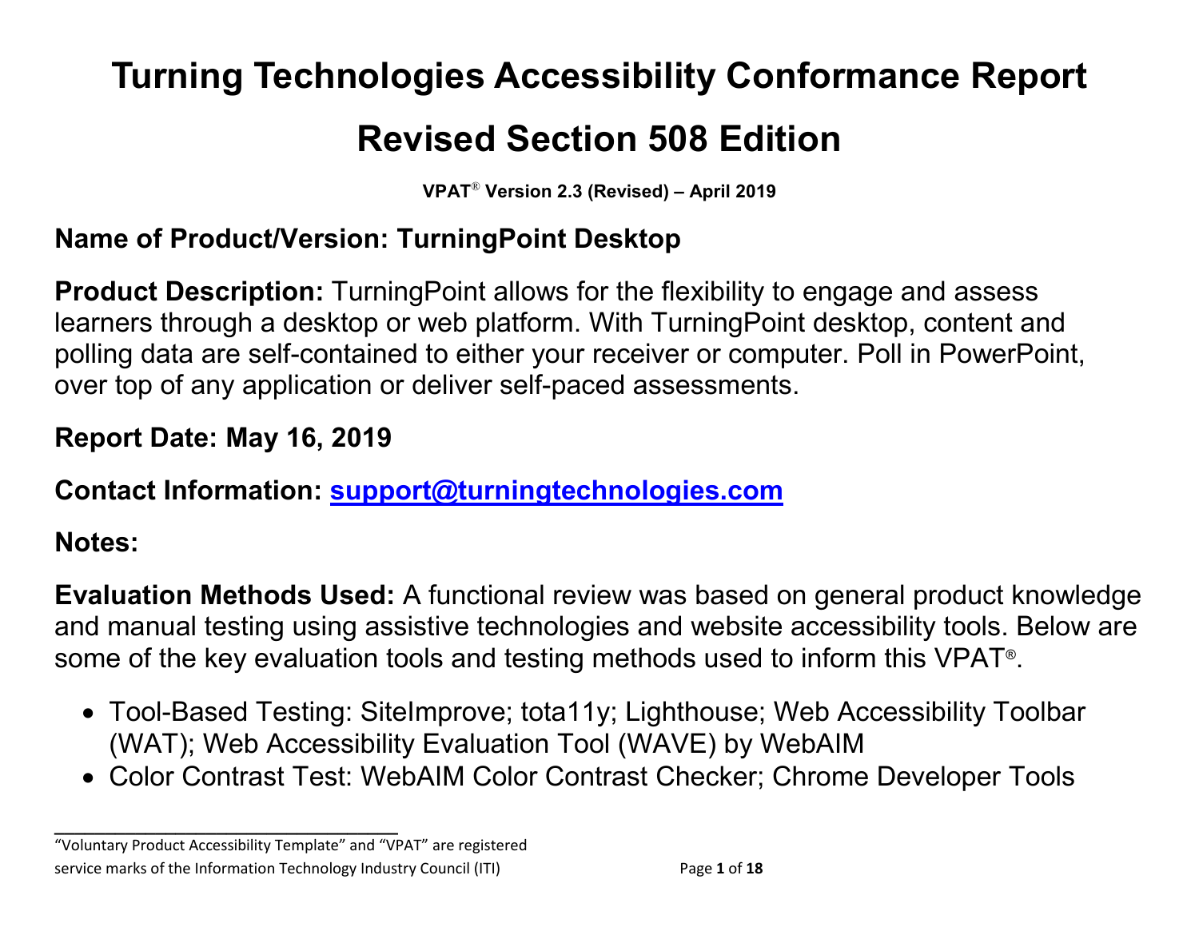# Turning Technologies Accessibility Conformance Report

# Revised Section 508 Edition

**VPAT® Version 2.3 (Revised) – April 2019**

## Name of Product/Version: TurningPoint Desktop

**Product Description:** TurningPoint allows for the flexibility to engage and assess learners through a desktop or web platform. With TurningPoint desktop, content and polling data are self-contained to either your receiver or computer. Poll in PowerPoint, over top of any application or deliver self-paced assessments.

**Report Date: May 16, 2019**

**Contact Information: support@turningtechnologies.com**

**Notes:**

**Evaluation Methods Used:** A functional review was based on general product knowledge and manual testing using assistive technologies and website accessibility tools. Below are some of the key evaluation tools and testing methods used to inform this VPAT®.

- Tool-Based Testing: SiteImprove; tota11y; Lighthouse; Web Accessibility Toolbar (WAT); Web Accessibility Evaluation Tool (WAVE) by WebAIM
- Color Contrast Test: WebAIM Color Contrast Checker; Chrome Developer Tools

---

"Voluntary Product Accessibility Template" and "VPAT" are registered service marks of the Information Technology Industry Council (ITI)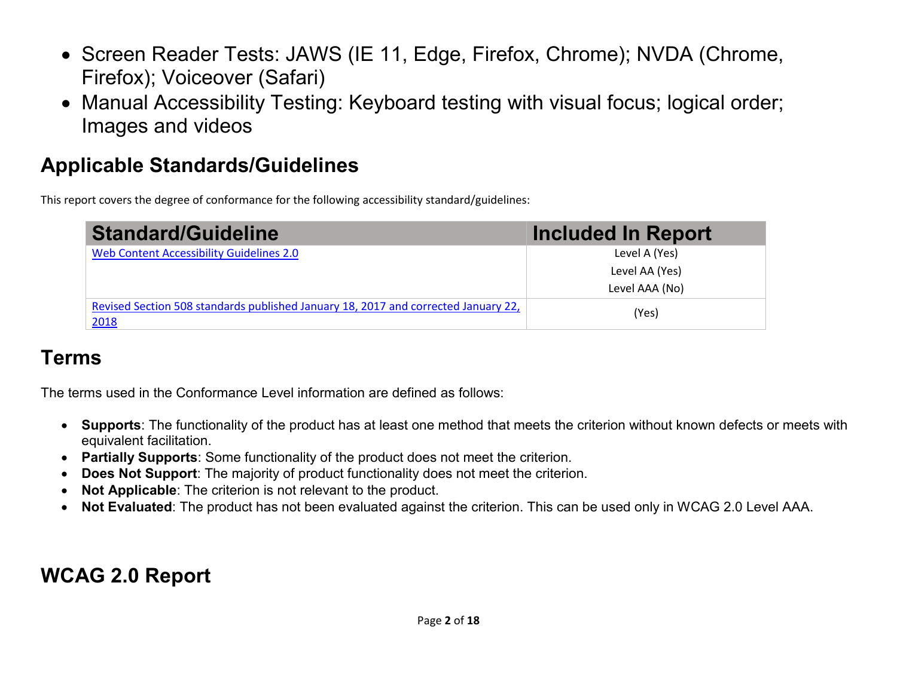- Screen Reader Tests: JAWS (IE 11, Edge, Firefox, Chrome); NVDA (Chrome, Firefox); Voiceover (Safari)
- Manual Accessibility Testing: Keyboard testing with visual focus; logical order; Images and videos

## Applicable Standards/Guidelines

This report covers the degree of conformance for the following accessibility standard/guidelines:

| Standard/Guideline | Included In Report |
| --- | --- |
| Web Content Accessibility Guidelines 2.0 | Level A (Yes)<br>Level AA (Yes)<br>Level AAA (No) |
| Revised Section 508 standards published January 18, 2017 and corrected January 22, 2018 | (Yes) |

## Terms

The terms used in the Conformance Level information are defined as follows:

- **Supports**: The functionality of the product has at least one method that meets the criterion without known defects or meets with equivalent facilitation.
- **Partially Supports**: Some functionality of the product does not meet the criterion.
- **Does Not Support**: The majority of product functionality does not meet the criterion.
- **Not Applicable**: The criterion is not relevant to the product.
- **Not Evaluated**: The product has not been evaluated against the criterion. This can be used only in WCAG 2.0 Level AAA.

## WCAG 2.0 Report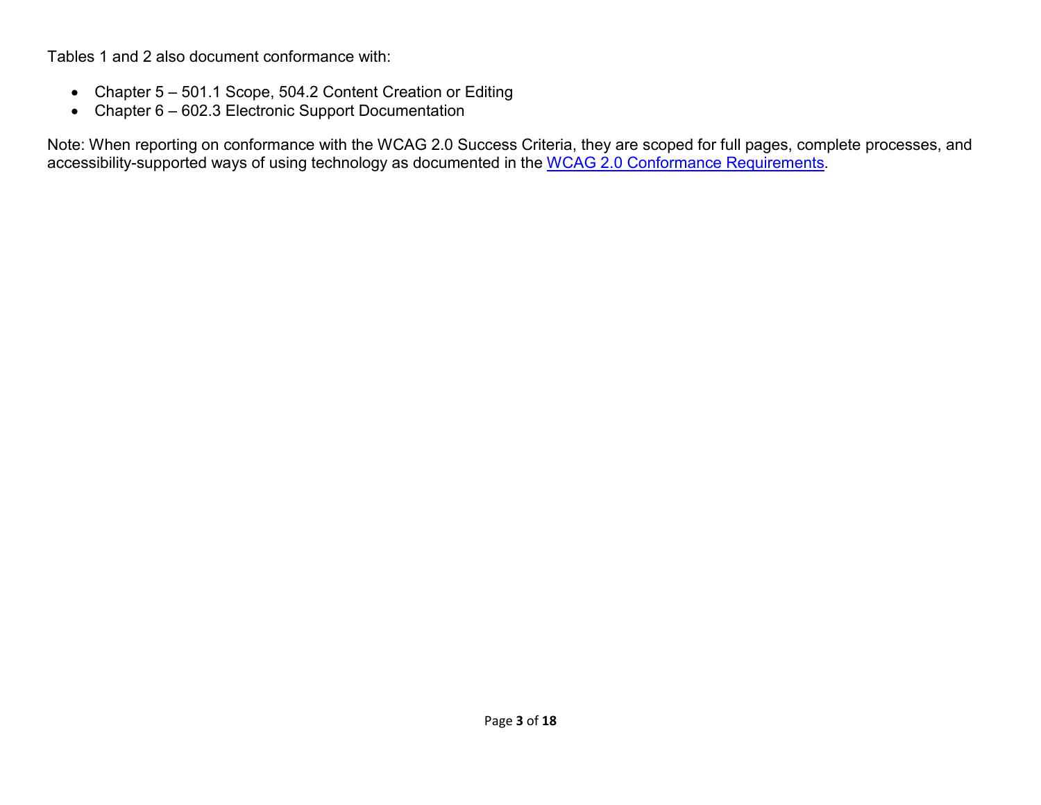Tables 1 and 2 also document conformance with:

- Chapter 5 – 501.1 Scope, 504.2 Content Creation or Editing
- Chapter 6 – 602.3 Electronic Support Documentation

Note: When reporting on conformance with the WCAG 2.0 Success Criteria, they are scoped for full pages, complete processes, and accessibility-supported ways of using technology as documented in the WCAG 2.0 Conformance Requirements.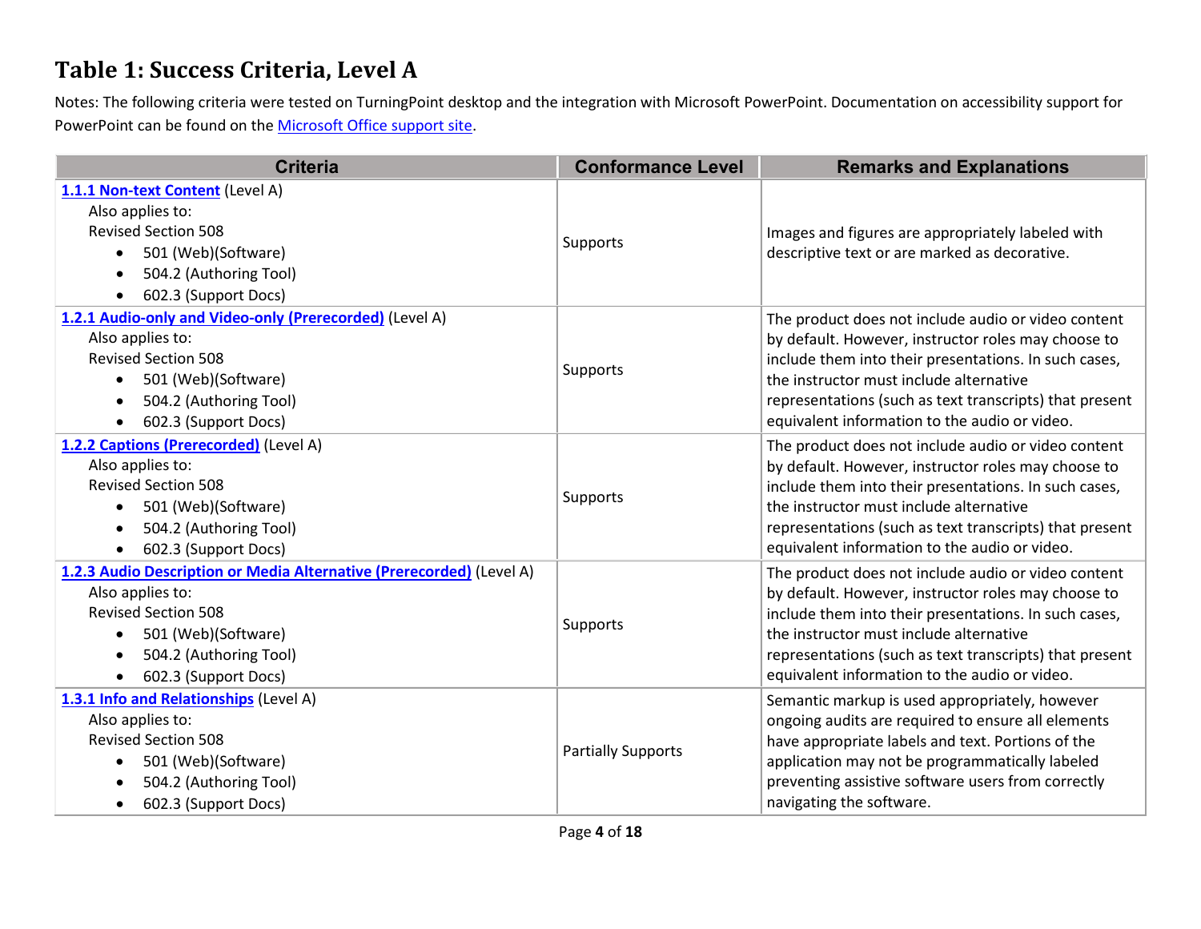# Table 1: Success Criteria, Level A

Notes: The following criteria were tested on TurningPoint desktop and the integration with Microsoft PowerPoint. Documentation on accessibility support for PowerPoint can be found on the [Microsoft Office support site](#).

| Criteria | Conformance Level | Remarks and Explanations |
|---|---|---|
| **[1.1.1 Non-text Content](#)** (Level A)<br>Also applies to:<br>Revised Section 508<br>• 501 (Web)(Software)<br>• 504.2 (Authoring Tool)<br>• 602.3 (Support Docs) | Supports | Images and figures are appropriately labeled with descriptive text or are marked as decorative. |
| **[1.2.1 Audio-only and Video-only (Prerecorded)](#)** (Level A)<br>Also applies to:<br>Revised Section 508<br>• 501 (Web)(Software)<br>• 504.2 (Authoring Tool)<br>• 602.3 (Support Docs) | Supports | The product does not include audio or video content by default. However, instructor roles may choose to include them into their presentations. In such cases, the instructor must include alternative representations (such as text transcripts) that present equivalent information to the audio or video. |
| **[1.2.2 Captions (Prerecorded)](#)** (Level A)<br>Also applies to:<br>Revised Section 508<br>• 501 (Web)(Software)<br>• 504.2 (Authoring Tool)<br>• 602.3 (Support Docs) | Supports | The product does not include audio or video content by default. However, instructor roles may choose to include them into their presentations. In such cases, the instructor must include alternative representations (such as text transcripts) that present equivalent information to the audio or video. |
| **[1.2.3 Audio Description or Media Alternative (Prerecorded)](#)** (Level A)<br>Also applies to:<br>Revised Section 508<br>• 501 (Web)(Software)<br>• 504.2 (Authoring Tool)<br>• 602.3 (Support Docs) | Supports | The product does not include audio or video content by default. However, instructor roles may choose to include them into their presentations. In such cases, the instructor must include alternative representations (such as text transcripts) that present equivalent information to the audio or video. |
| **[1.3.1 Info and Relationships](#)** (Level A)<br>Also applies to:<br>Revised Section 508<br>• 501 (Web)(Software)<br>• 504.2 (Authoring Tool)<br>• 602.3 (Support Docs) | Partially Supports | Semantic markup is used appropriately, however ongoing audits are required to ensure all elements have appropriate labels and text. Portions of the application may not be programmatically labeled preventing assistive software users from correctly navigating the software. |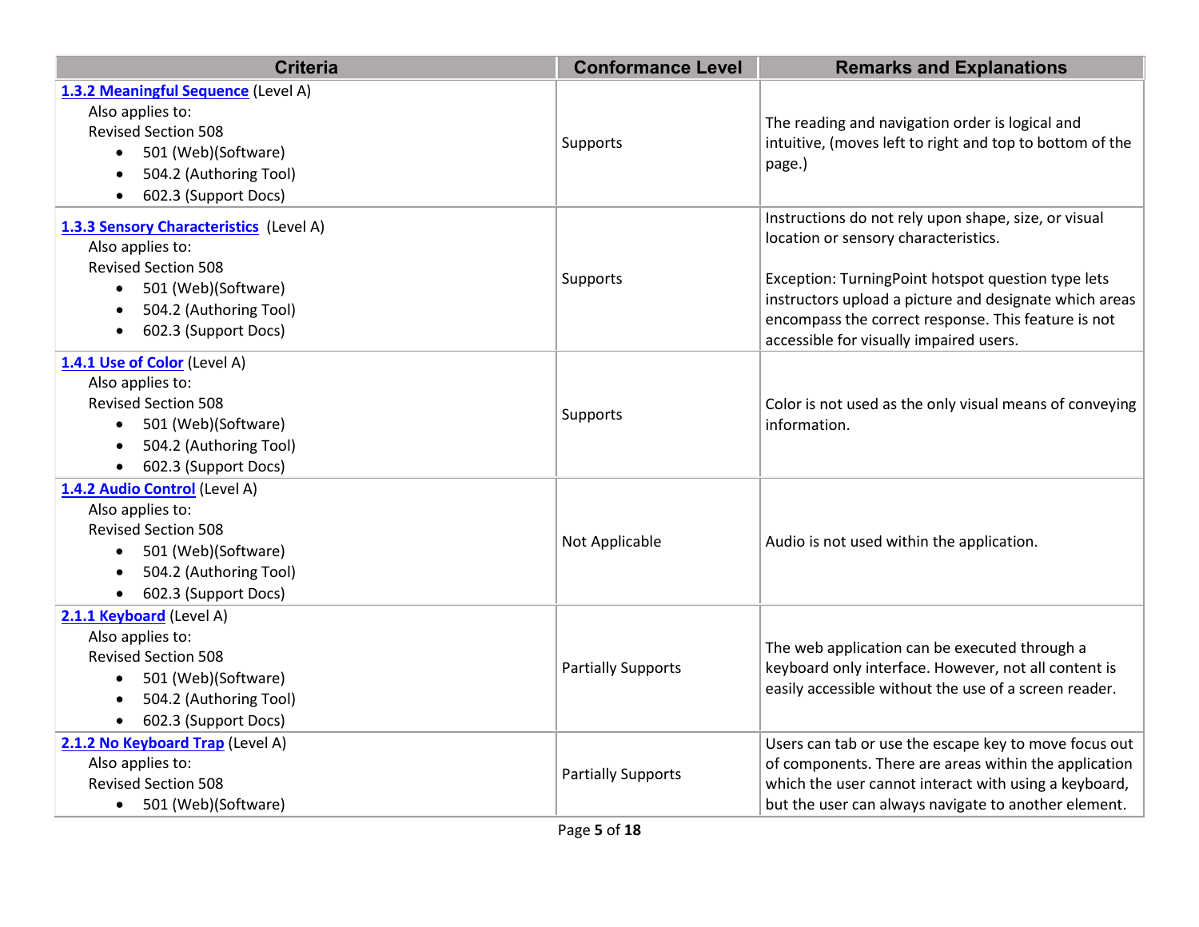| Criteria | Conformance Level | Remarks and Explanations |
| --- | --- | --- |
| **1.3.2 Meaningful Sequence** (Level A)<br>Also applies to:<br>Revised Section 508<br>• 501 (Web)(Software)<br>• 504.2 (Authoring Tool)<br>• 602.3 (Support Docs) | Supports | The reading and navigation order is logical and intuitive, (moves left to right and top to bottom of the page.) |
| **1.3.3 Sensory Characteristics** (Level A)<br>Also applies to:<br>Revised Section 508<br>• 501 (Web)(Software)<br>• 504.2 (Authoring Tool)<br>• 602.3 (Support Docs) | Supports | Instructions do not rely upon shape, size, or visual location or sensory characteristics.<br><br>Exception: TurningPoint hotspot question type lets instructors upload a picture and designate which areas encompass the correct response. This feature is not accessible for visually impaired users. |
| **1.4.1 Use of Color** (Level A)<br>Also applies to:<br>Revised Section 508<br>• 501 (Web)(Software)<br>• 504.2 (Authoring Tool)<br>• 602.3 (Support Docs) | Supports | Color is not used as the only visual means of conveying information. |
| **1.4.2 Audio Control** (Level A)<br>Also applies to:<br>Revised Section 508<br>• 501 (Web)(Software)<br>• 504.2 (Authoring Tool)<br>• 602.3 (Support Docs) | Not Applicable | Audio is not used within the application. |
| **2.1.1 Keyboard** (Level A)<br>Also applies to:<br>Revised Section 508<br>• 501 (Web)(Software)<br>• 504.2 (Authoring Tool)<br>• 602.3 (Support Docs) | Partially Supports | The web application can be executed through a keyboard only interface. However, not all content is easily accessible without the use of a screen reader. |
| **2.1.2 No Keyboard Trap** (Level A)<br>Also applies to:<br>Revised Section 508<br>• 501 (Web)(Software) | Partially Supports | Users can tab or use the escape key to move focus out of components. There are areas within the application which the user cannot interact with using a keyboard, but the user can always navigate to another element. |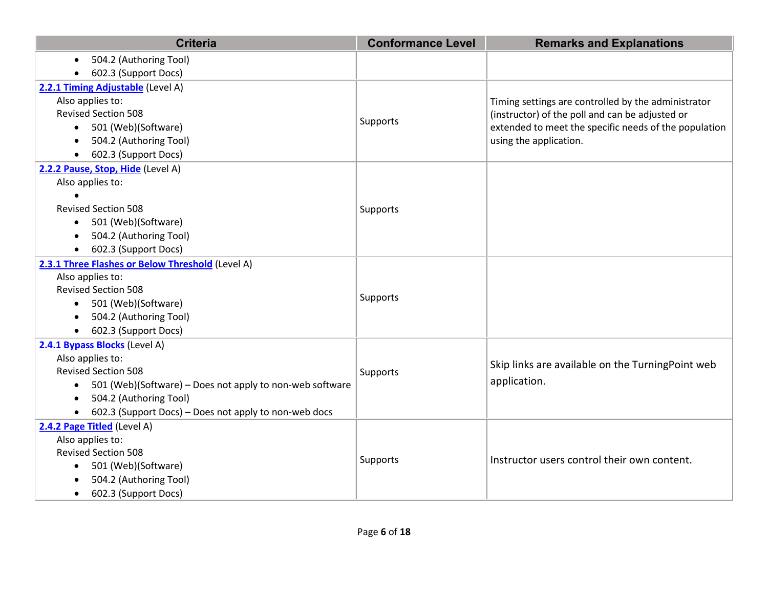| Criteria | Conformance Level | Remarks and Explanations |
|---|---|---|
| <ul><li>504.2 (Authoring Tool)</li><li>602.3 (Support Docs)</li></ul> | | |
| **[2.2.1 Timing Adjustable](#)** (Level A)<br>Also applies to:<br>Revised Section 508<ul><li>501 (Web)(Software)</li><li>504.2 (Authoring Tool)</li><li>602.3 (Support Docs)</li></ul> | Supports | Timing settings are controlled by the administrator (instructor) of the poll and can be adjusted or extended to meet the specific needs of the population using the application. |
| **[2.2.2 Pause, Stop, Hide](#)** (Level A)<br>Also applies to:<ul><li></li></ul>Revised Section 508<ul><li>501 (Web)(Software)</li><li>504.2 (Authoring Tool)</li><li>602.3 (Support Docs)</li></ul> | Supports | |
| **[2.3.1 Three Flashes or Below Threshold](#)** (Level A)<br>Also applies to:<br>Revised Section 508<ul><li>501 (Web)(Software)</li><li>504.2 (Authoring Tool)</li><li>602.3 (Support Docs)</li></ul> | Supports | |
| **[2.4.1 Bypass Blocks](#)** (Level A)<br>Also applies to:<br>Revised Section 508<ul><li>501 (Web)(Software) – Does not apply to non-web software</li><li>504.2 (Authoring Tool)</li><li>602.3 (Support Docs) – Does not apply to non-web docs</li></ul> | Supports | Skip links are available on the TurningPoint web application. |
| **[2.4.2 Page Titled](#)** (Level A)<br>Also applies to:<br>Revised Section 508<ul><li>501 (Web)(Software)</li><li>504.2 (Authoring Tool)</li><li>602.3 (Support Docs)</li></ul> | Supports | Instructor users control their own content. |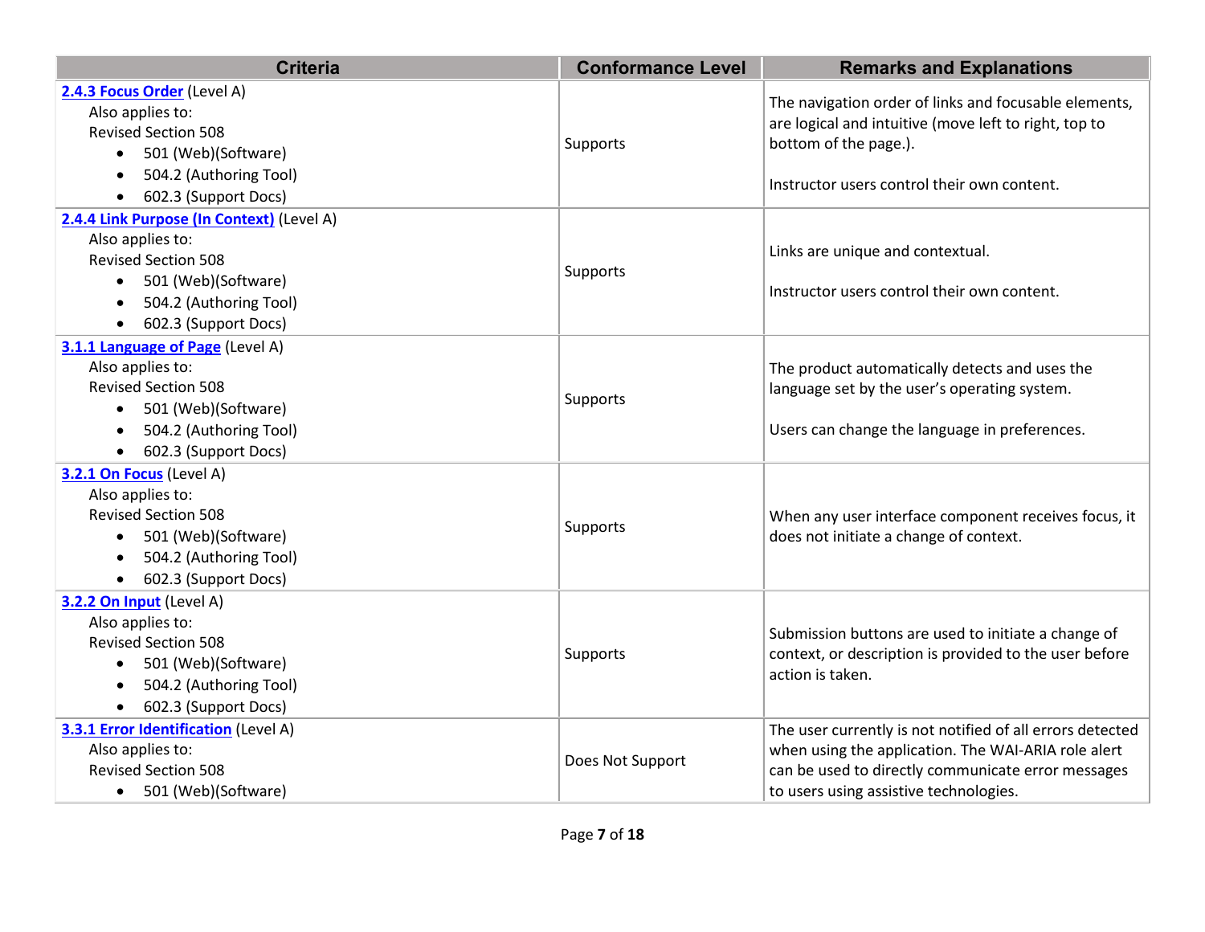| Criteria | Conformance Level | Remarks and Explanations |
| --- | --- | --- |
| **2.4.3 Focus Order** (Level A)<br>Also applies to:<br>Revised Section 508<br>• 501 (Web)(Software)<br>• 504.2 (Authoring Tool)<br>• 602.3 (Support Docs) | Supports | The navigation order of links and focusable elements, are logical and intuitive (move left to right, top to bottom of the page.).<br><br>Instructor users control their own content. |
| **2.4.4 Link Purpose (In Context)** (Level A)<br>Also applies to:<br>Revised Section 508<br>• 501 (Web)(Software)<br>• 504.2 (Authoring Tool)<br>• 602.3 (Support Docs) | Supports | Links are unique and contextual.<br><br>Instructor users control their own content. |
| **3.1.1 Language of Page** (Level A)<br>Also applies to:<br>Revised Section 508<br>• 501 (Web)(Software)<br>• 504.2 (Authoring Tool)<br>• 602.3 (Support Docs) | Supports | The product automatically detects and uses the language set by the user's operating system.<br><br>Users can change the language in preferences. |
| **3.2.1 On Focus** (Level A)<br>Also applies to:<br>Revised Section 508<br>• 501 (Web)(Software)<br>• 504.2 (Authoring Tool)<br>• 602.3 (Support Docs) | Supports | When any user interface component receives focus, it does not initiate a change of context. |
| **3.2.2 On Input** (Level A)<br>Also applies to:<br>Revised Section 508<br>• 501 (Web)(Software)<br>• 504.2 (Authoring Tool)<br>• 602.3 (Support Docs) | Supports | Submission buttons are used to initiate a change of context, or description is provided to the user before action is taken. |
| **3.3.1 Error Identification** (Level A)<br>Also applies to:<br>Revised Section 508<br>• 501 (Web)(Software) | Does Not Support | The user currently is not notified of all errors detected when using the application. The WAI-ARIA role alert can be used to directly communicate error messages to users using assistive technologies. |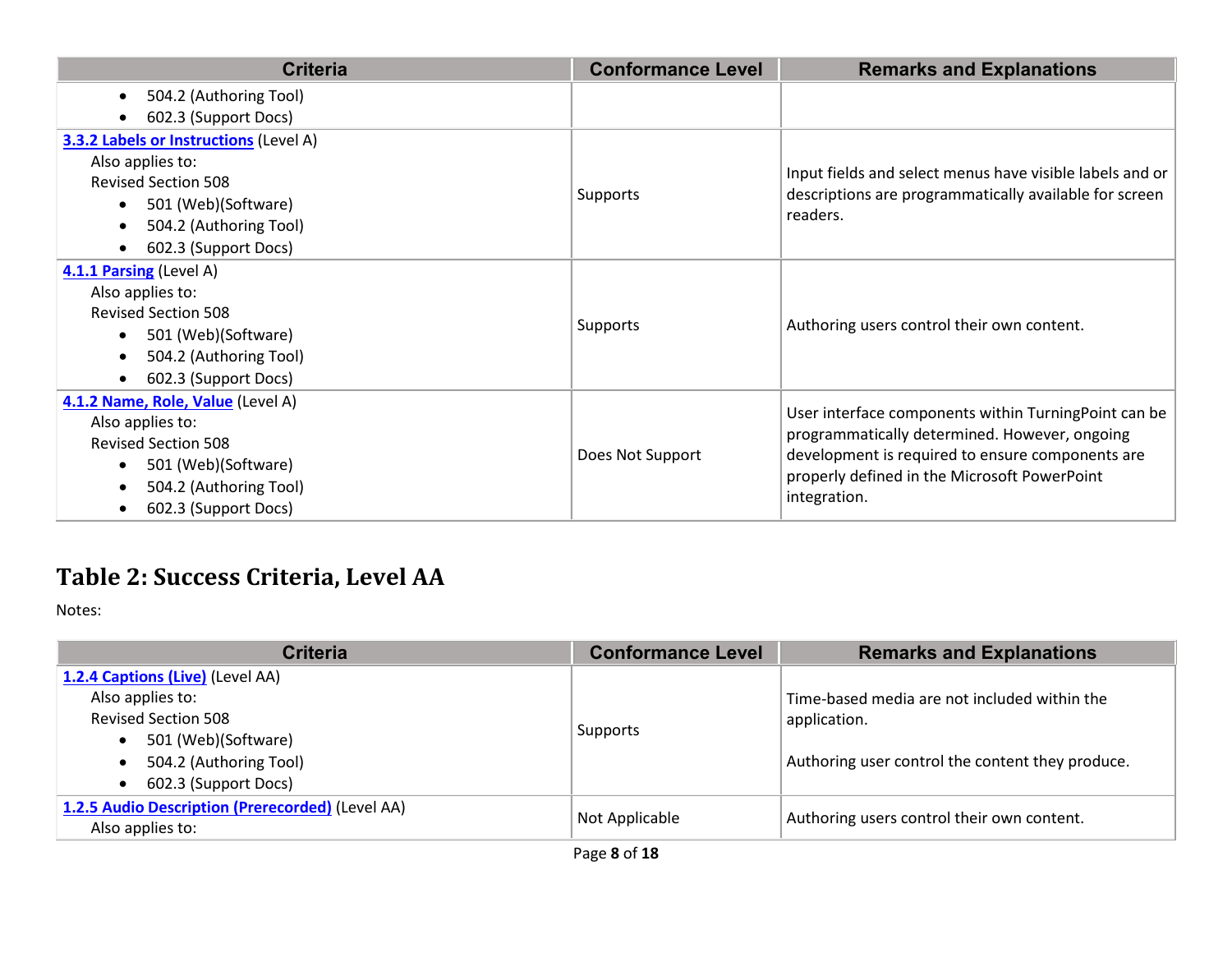| Criteria | Conformance Level | Remarks and Explanations |
|---|---|---|
| • 504.2 (Authoring Tool)<br>• 602.3 (Support Docs) | | |
| **[3.3.2 Labels or Instructions](#)** (Level A)<br>Also applies to:<br>Revised Section 508<br>• 501 (Web)(Software)<br>• 504.2 (Authoring Tool)<br>• 602.3 (Support Docs) | Supports | Input fields and select menus have visible labels and or descriptions are programmatically available for screen readers. |
| **[4.1.1 Parsing](#)** (Level A)<br>Also applies to:<br>Revised Section 508<br>• 501 (Web)(Software)<br>• 504.2 (Authoring Tool)<br>• 602.3 (Support Docs) | Supports | Authoring users control their own content. |
| **[4.1.2 Name, Role, Value](#)** (Level A)<br>Also applies to:<br>Revised Section 508<br>• 501 (Web)(Software)<br>• 504.2 (Authoring Tool)<br>• 602.3 (Support Docs) | Does Not Support | User interface components within TurningPoint can be programmatically determined. However, ongoing development is required to ensure components are properly defined in the Microsoft PowerPoint integration. |

## Table 2: Success Criteria, Level AA

Notes:

| Criteria | Conformance Level | Remarks and Explanations |
|---|---|---|
| **[1.2.4 Captions (Live)](#)** (Level AA)<br>Also applies to:<br>Revised Section 508<br>• 501 (Web)(Software)<br>• 504.2 (Authoring Tool)<br>• 602.3 (Support Docs) | Supports | Time-based media are not included within the application.<br><br>Authoring user control the content they produce. |
| **[1.2.5 Audio Description (Prerecorded)](#)** (Level AA)<br>Also applies to: | Not Applicable | Authoring users control their own content. |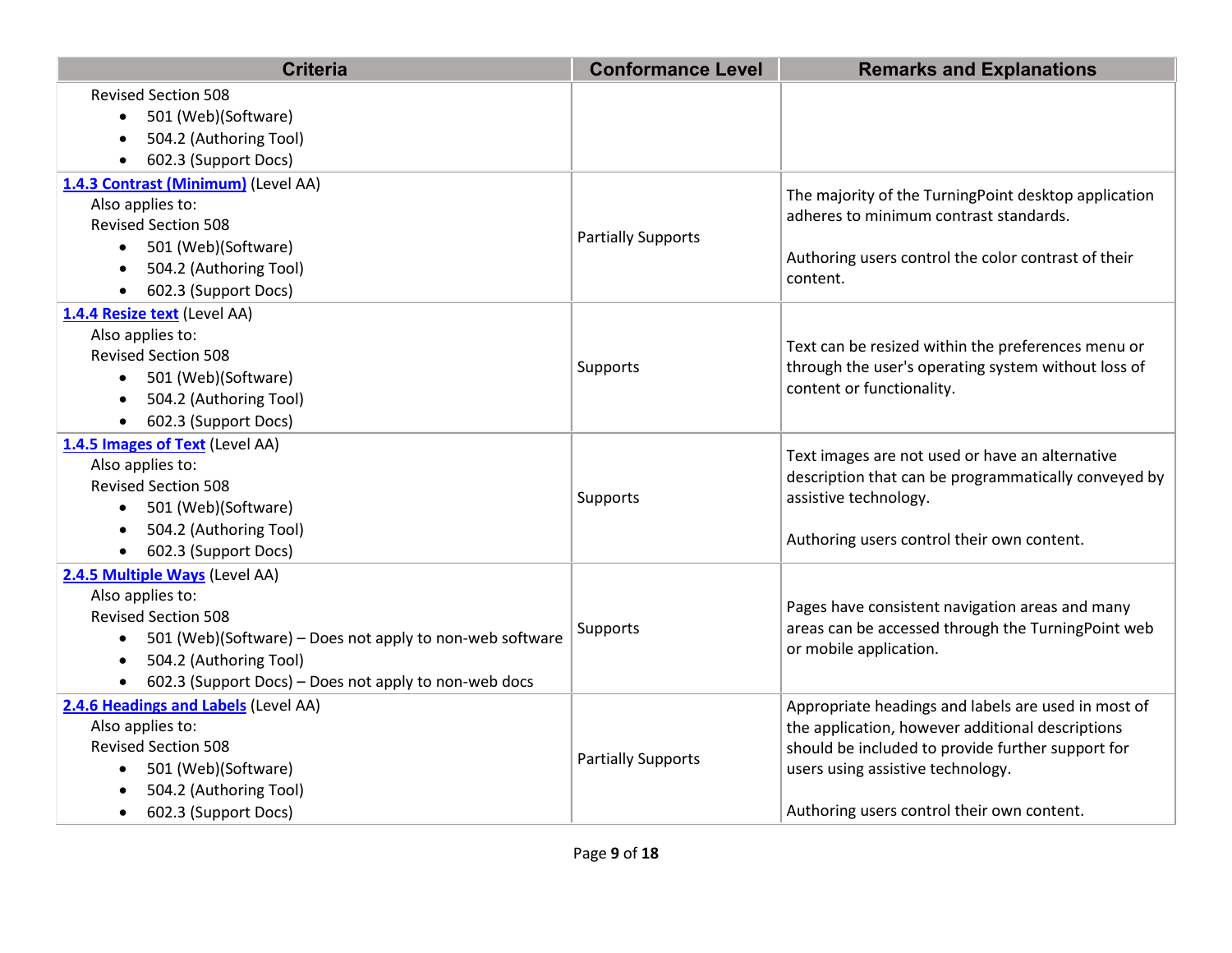| Criteria | Conformance Level | Remarks and Explanations |
|---|---|---|
| Revised Section 508<br>• 501 (Web)(Software)<br>• 504.2 (Authoring Tool)<br>• 602.3 (Support Docs) | | |
| **1.4.3 Contrast (Minimum)** (Level AA)<br>Also applies to:<br>Revised Section 508<br>• 501 (Web)(Software)<br>• 504.2 (Authoring Tool)<br>• 602.3 (Support Docs) | Partially Supports | The majority of the TurningPoint desktop application adheres to minimum contrast standards.<br><br>Authoring users control the color contrast of their content. |
| **1.4.4 Resize text** (Level AA)<br>Also applies to:<br>Revised Section 508<br>• 501 (Web)(Software)<br>• 504.2 (Authoring Tool)<br>• 602.3 (Support Docs) | Supports | Text can be resized within the preferences menu or through the user's operating system without loss of content or functionality. |
| **1.4.5 Images of Text** (Level AA)<br>Also applies to:<br>Revised Section 508<br>• 501 (Web)(Software)<br>• 504.2 (Authoring Tool)<br>• 602.3 (Support Docs) | Supports | Text images are not used or have an alternative description that can be programmatically conveyed by assistive technology.<br><br>Authoring users control their own content. |
| **2.4.5 Multiple Ways** (Level AA)<br>Also applies to:<br>Revised Section 508<br>• 501 (Web)(Software) – Does not apply to non-web software<br>• 504.2 (Authoring Tool)<br>• 602.3 (Support Docs) – Does not apply to non-web docs | Supports | Pages have consistent navigation areas and many areas can be accessed through the TurningPoint web or mobile application. |
| **2.4.6 Headings and Labels** (Level AA)<br>Also applies to:<br>Revised Section 508<br>• 501 (Web)(Software)<br>• 504.2 (Authoring Tool)<br>• 602.3 (Support Docs) | Partially Supports | Appropriate headings and labels are used in most of the application, however additional descriptions should be included to provide further support for users using assistive technology.<br><br>Authoring users control their own content. |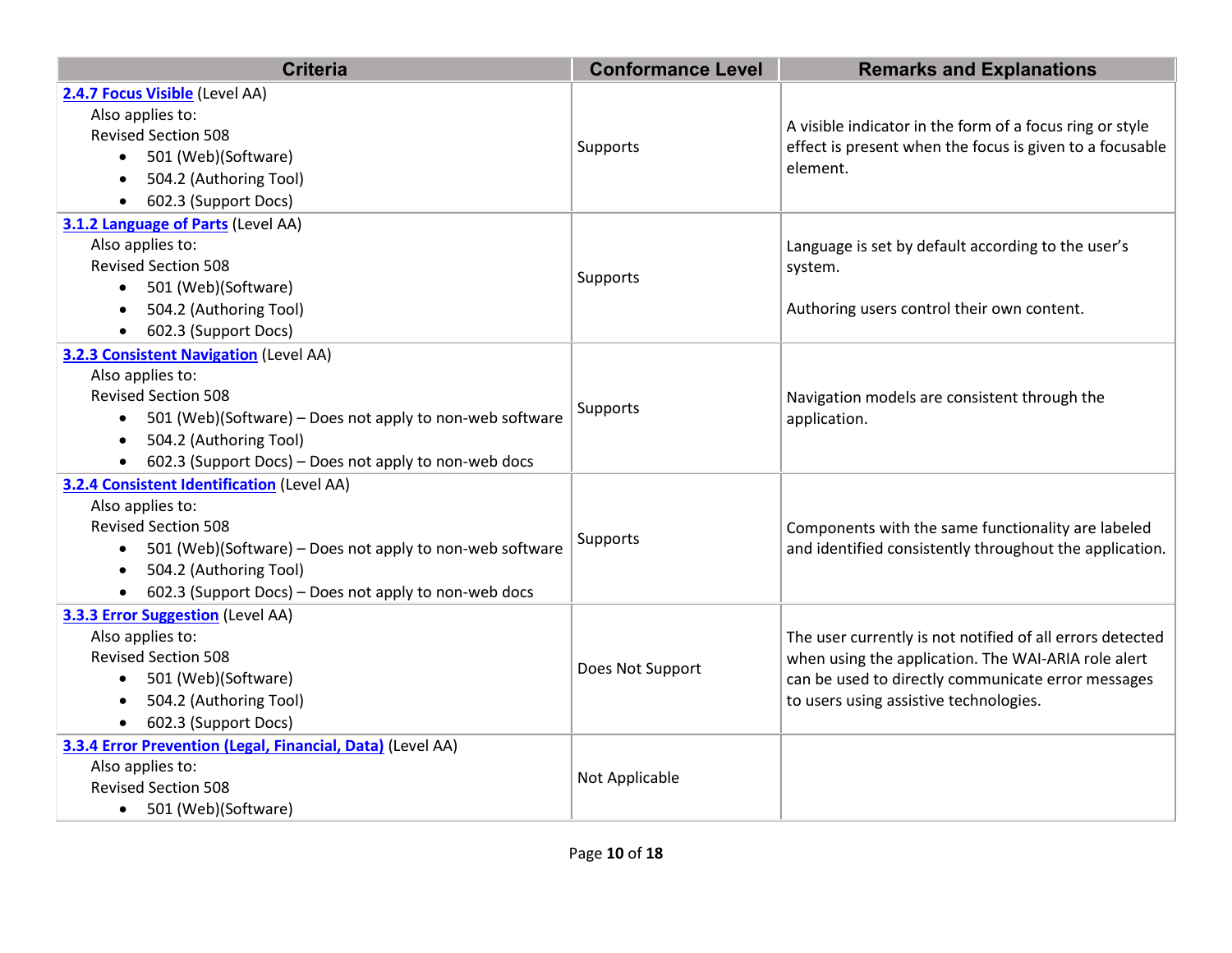| Criteria | Conformance Level | Remarks and Explanations |
| --- | --- | --- |
| **[2.4.7 Focus Visible]** (Level AA)<br>Also applies to:<br>Revised Section 508<br>• 501 (Web)(Software)<br>• 504.2 (Authoring Tool)<br>• 602.3 (Support Docs) | Supports | A visible indicator in the form of a focus ring or style effect is present when the focus is given to a focusable element. |
| **[3.1.2 Language of Parts]** (Level AA)<br>Also applies to:<br>Revised Section 508<br>• 501 (Web)(Software)<br>• 504.2 (Authoring Tool)<br>• 602.3 (Support Docs) | Supports | Language is set by default according to the user's system.<br><br>Authoring users control their own content. |
| **[3.2.3 Consistent Navigation]** (Level AA)<br>Also applies to:<br>Revised Section 508<br>• 501 (Web)(Software) – Does not apply to non-web software<br>• 504.2 (Authoring Tool)<br>• 602.3 (Support Docs) – Does not apply to non-web docs | Supports | Navigation models are consistent through the application. |
| **[3.2.4 Consistent Identification]** (Level AA)<br>Also applies to:<br>Revised Section 508<br>• 501 (Web)(Software) – Does not apply to non-web software<br>• 504.2 (Authoring Tool)<br>• 602.3 (Support Docs) – Does not apply to non-web docs | Supports | Components with the same functionality are labeled and identified consistently throughout the application. |
| **[3.3.3 Error Suggestion]** (Level AA)<br>Also applies to:<br>Revised Section 508<br>• 501 (Web)(Software)<br>• 504.2 (Authoring Tool)<br>• 602.3 (Support Docs) | Does Not Support | The user currently is not notified of all errors detected when using the application. The WAI-ARIA role alert can be used to directly communicate error messages to users using assistive technologies. |
| **[3.3.4 Error Prevention (Legal, Financial, Data)]** (Level AA)<br>Also applies to:<br>Revised Section 508<br>• 501 (Web)(Software) | Not Applicable | |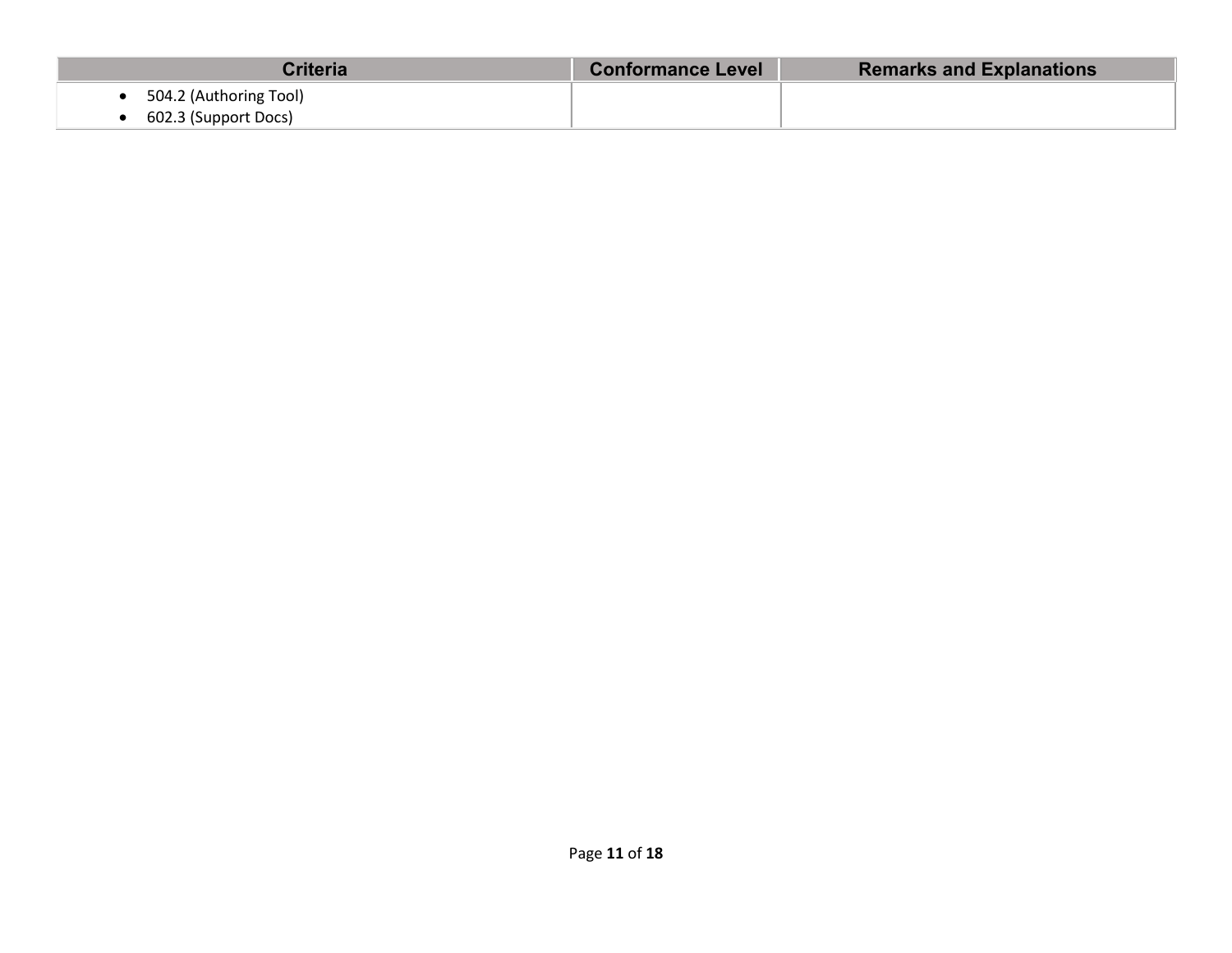| Criteria | Conformance Level | Remarks and Explanations |
|---|---|---|
| • 504.2 (Authoring Tool)<br>• 602.3 (Support Docs) | | |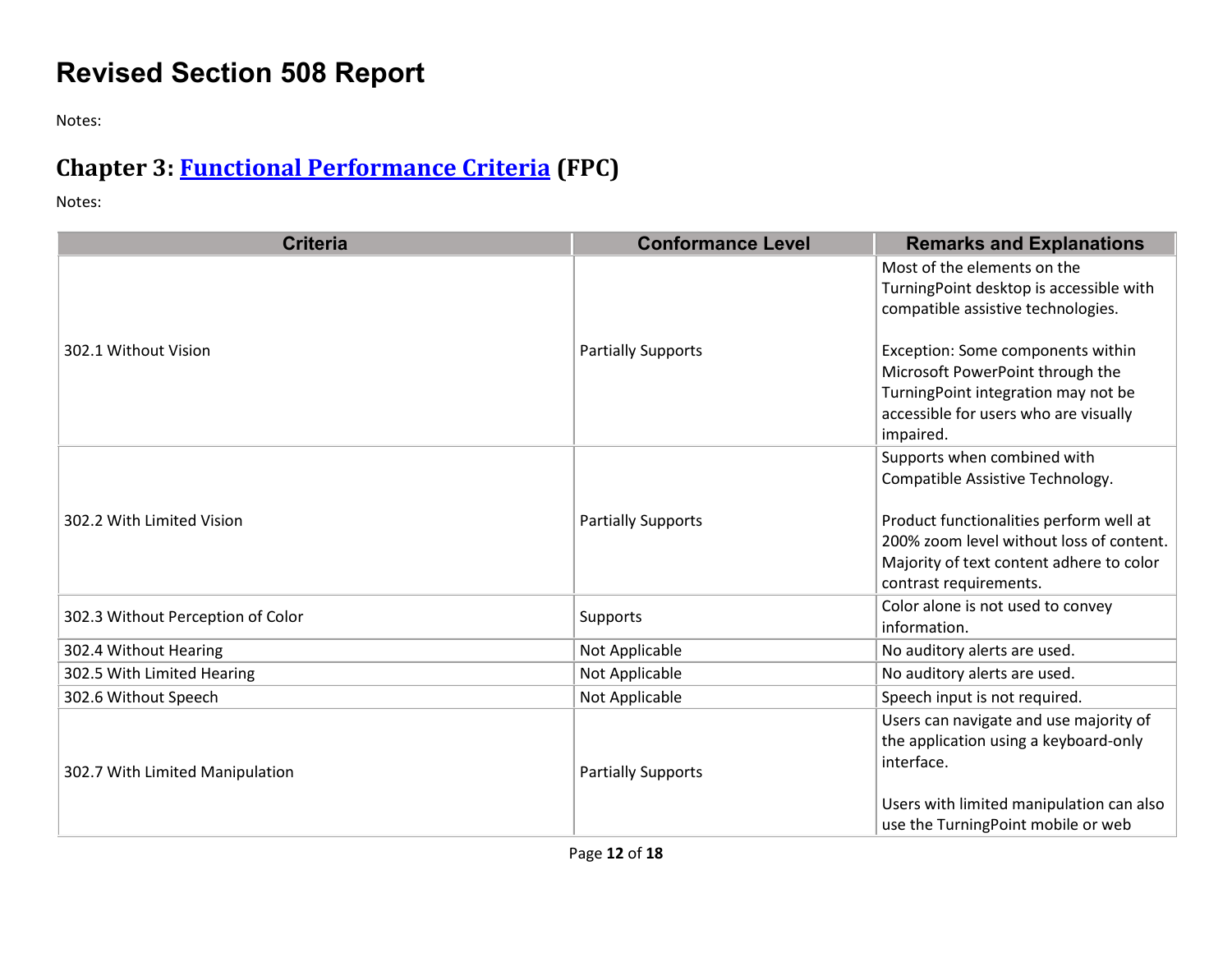# Revised Section 508 Report

Notes:

## Chapter 3: [Functional Performance Criteria](#) (FPC)

Notes:

| Criteria | Conformance Level | Remarks and Explanations |
|---|---|---|
| 302.1 Without Vision | Partially Supports | Most of the elements on the TurningPoint desktop is accessible with compatible assistive technologies.<br><br>Exception: Some components within Microsoft PowerPoint through the TurningPoint integration may not be accessible for users who are visually impaired. |
| 302.2 With Limited Vision | Partially Supports | Supports when combined with Compatible Assistive Technology.<br><br>Product functionalities perform well at 200% zoom level without loss of content. Majority of text content adhere to color contrast requirements. |
| 302.3 Without Perception of Color | Supports | Color alone is not used to convey information. |
| 302.4 Without Hearing | Not Applicable | No auditory alerts are used. |
| 302.5 With Limited Hearing | Not Applicable | No auditory alerts are used. |
| 302.6 Without Speech | Not Applicable | Speech input is not required. |
| 302.7 With Limited Manipulation | Partially Supports | Users can navigate and use majority of the application using a keyboard-only interface.<br><br>Users with limited manipulation can also use the TurningPoint mobile or web |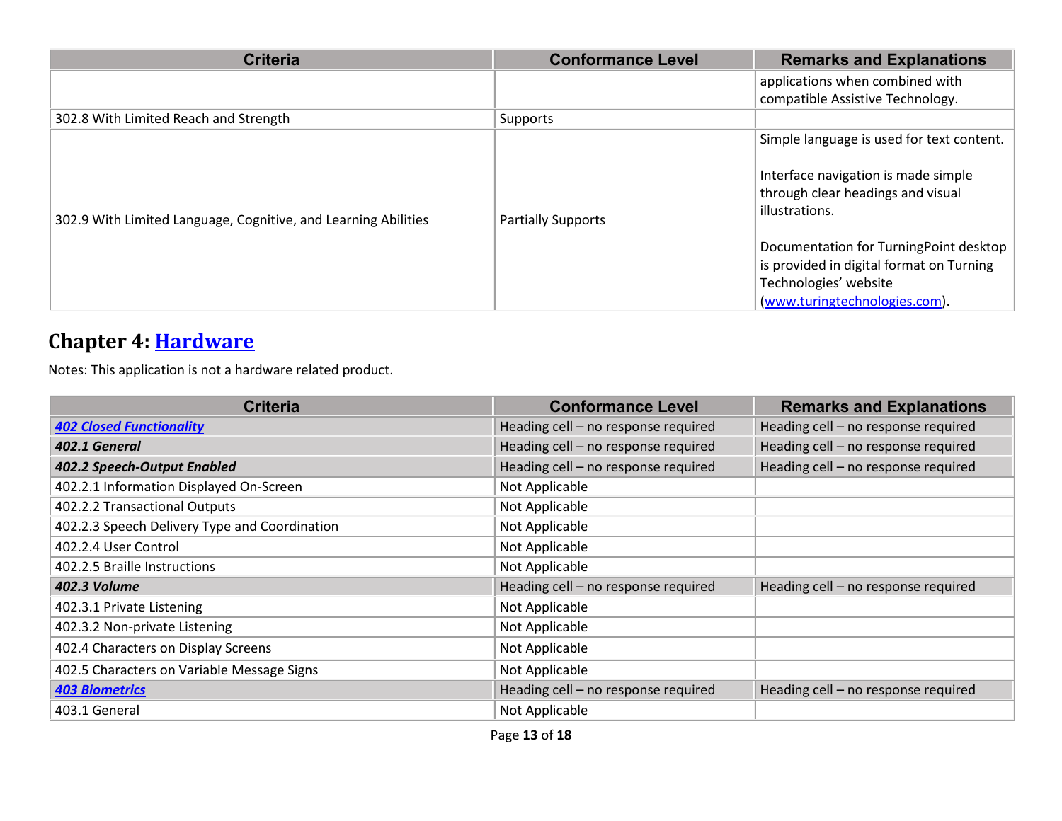| Criteria | Conformance Level | Remarks and Explanations |
|---|---|---|
| | | applications when combined with compatible Assistive Technology. |
| 302.8 With Limited Reach and Strength | Supports | |
| 302.9 With Limited Language, Cognitive, and Learning Abilities | Partially Supports | Simple language is used for text content.<br><br>Interface navigation is made simple through clear headings and visual illustrations.<br><br>Documentation for TurningPoint desktop is provided in digital format on Turning Technologies' website ([www.turingtechnologies.com](www.turingtechnologies.com)). |

## Chapter 4: [Hardware]()

Notes: This application is not a hardware related product.

| Criteria | Conformance Level | Remarks and Explanations |
|---|---|---|
| ***[402 Closed Functionality]()*** | Heading cell – no response required | Heading cell – no response required |
| ***402.1 General*** | Heading cell – no response required | Heading cell – no response required |
| ***402.2 Speech-Output Enabled*** | Heading cell – no response required | Heading cell – no response required |
| 402.2.1 Information Displayed On-Screen | Not Applicable | |
| 402.2.2 Transactional Outputs | Not Applicable | |
| 402.2.3 Speech Delivery Type and Coordination | Not Applicable | |
| 402.2.4 User Control | Not Applicable | |
| 402.2.5 Braille Instructions | Not Applicable | |
| ***402.3 Volume*** | Heading cell – no response required | Heading cell – no response required |
| 402.3.1 Private Listening | Not Applicable | |
| 402.3.2 Non-private Listening | Not Applicable | |
| 402.4 Characters on Display Screens | Not Applicable | |
| 402.5 Characters on Variable Message Signs | Not Applicable | |
| ***[403 Biometrics]()*** | Heading cell – no response required | Heading cell – no response required |
| 403.1 General | Not Applicable | |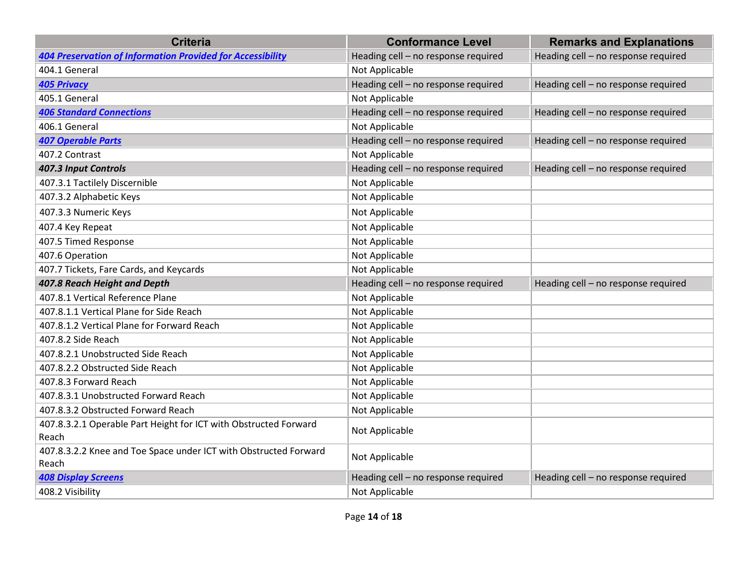| Criteria | Conformance Level | Remarks and Explanations |
| --- | --- | --- |
| ***404 Preservation of Information Provided for Accessibility*** | Heading cell – no response required | Heading cell – no response required |
| 404.1 General | Not Applicable | |
| ***405 Privacy*** | Heading cell – no response required | Heading cell – no response required |
| 405.1 General | Not Applicable | |
| ***406 Standard Connections*** | Heading cell – no response required | Heading cell – no response required |
| 406.1 General | Not Applicable | |
| ***407 Operable Parts*** | Heading cell – no response required | Heading cell – no response required |
| 407.2 Contrast | Not Applicable | |
| ***407.3 Input Controls*** | Heading cell – no response required | Heading cell – no response required |
| 407.3.1 Tactilely Discernible | Not Applicable | |
| 407.3.2 Alphabetic Keys | Not Applicable | |
| 407.3.3 Numeric Keys | Not Applicable | |
| 407.4 Key Repeat | Not Applicable | |
| 407.5 Timed Response | Not Applicable | |
| 407.6 Operation | Not Applicable | |
| 407.7 Tickets, Fare Cards, and Keycards | Not Applicable | |
| ***407.8 Reach Height and Depth*** | Heading cell – no response required | Heading cell – no response required |
| 407.8.1 Vertical Reference Plane | Not Applicable | |
| 407.8.1.1 Vertical Plane for Side Reach | Not Applicable | |
| 407.8.1.2 Vertical Plane for Forward Reach | Not Applicable | |
| 407.8.2 Side Reach | Not Applicable | |
| 407.8.2.1 Unobstructed Side Reach | Not Applicable | |
| 407.8.2.2 Obstructed Side Reach | Not Applicable | |
| 407.8.3 Forward Reach | Not Applicable | |
| 407.8.3.1 Unobstructed Forward Reach | Not Applicable | |
| 407.8.3.2 Obstructed Forward Reach | Not Applicable | |
| 407.8.3.2.1 Operable Part Height for ICT with Obstructed Forward Reach | Not Applicable | |
| 407.8.3.2.2 Knee and Toe Space under ICT with Obstructed Forward Reach | Not Applicable | |
| ***408 Display Screens*** | Heading cell – no response required | Heading cell – no response required |
| 408.2 Visibility | Not Applicable | |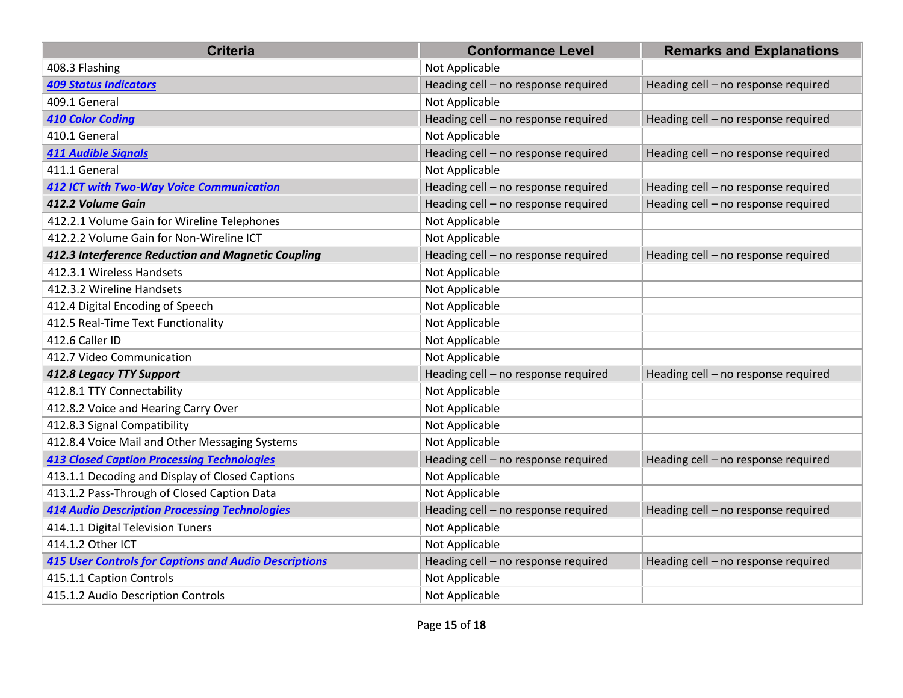| Criteria | Conformance Level | Remarks and Explanations |
|---|---|---|
| 408.3 Flashing | Not Applicable | |
| ***409 Status Indicators*** | Heading cell – no response required | Heading cell – no response required |
| 409.1 General | Not Applicable | |
| ***410 Color Coding*** | Heading cell – no response required | Heading cell – no response required |
| 410.1 General | Not Applicable | |
| ***411 Audible Signals*** | Heading cell – no response required | Heading cell – no response required |
| 411.1 General | Not Applicable | |
| ***412 ICT with Two-Way Voice Communication*** | Heading cell – no response required | Heading cell – no response required |
| ***412.2 Volume Gain*** | Heading cell – no response required | Heading cell – no response required |
| 412.2.1 Volume Gain for Wireline Telephones | Not Applicable | |
| 412.2.2 Volume Gain for Non-Wireline ICT | Not Applicable | |
| ***412.3 Interference Reduction and Magnetic Coupling*** | Heading cell – no response required | Heading cell – no response required |
| 412.3.1 Wireless Handsets | Not Applicable | |
| 412.3.2 Wireline Handsets | Not Applicable | |
| 412.4 Digital Encoding of Speech | Not Applicable | |
| 412.5 Real-Time Text Functionality | Not Applicable | |
| 412.6 Caller ID | Not Applicable | |
| 412.7 Video Communication | Not Applicable | |
| ***412.8 Legacy TTY Support*** | Heading cell – no response required | Heading cell – no response required |
| 412.8.1 TTY Connectability | Not Applicable | |
| 412.8.2 Voice and Hearing Carry Over | Not Applicable | |
| 412.8.3 Signal Compatibility | Not Applicable | |
| 412.8.4 Voice Mail and Other Messaging Systems | Not Applicable | |
| ***413 Closed Caption Processing Technologies*** | Heading cell – no response required | Heading cell – no response required |
| 413.1.1 Decoding and Display of Closed Captions | Not Applicable | |
| 413.1.2 Pass-Through of Closed Caption Data | Not Applicable | |
| ***414 Audio Description Processing Technologies*** | Heading cell – no response required | Heading cell – no response required |
| 414.1.1 Digital Television Tuners | Not Applicable | |
| 414.1.2 Other ICT | Not Applicable | |
| ***415 User Controls for Captions and Audio Descriptions*** | Heading cell – no response required | Heading cell – no response required |
| 415.1.1 Caption Controls | Not Applicable | |
| 415.1.2 Audio Description Controls | Not Applicable | |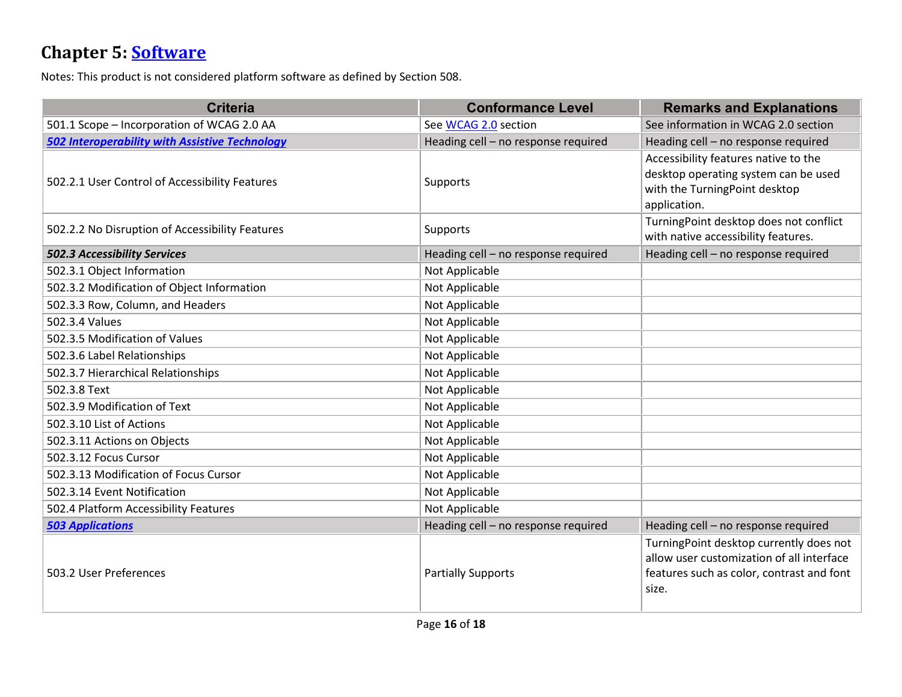## Chapter 5: Software

Notes: This product is not considered platform software as defined by Section 508.

| Criteria | Conformance Level | Remarks and Explanations |
| --- | --- | --- |
| 501.1 Scope – Incorporation of WCAG 2.0 AA | See WCAG 2.0 section | See information in WCAG 2.0 section |
| ***502 Interoperability with Assistive Technology*** | Heading cell – no response required | Heading cell – no response required |
| 502.2.1 User Control of Accessibility Features | Supports | Accessibility features native to the desktop operating system can be used with the TurningPoint desktop application. |
| 502.2.2 No Disruption of Accessibility Features | Supports | TurningPoint desktop does not conflict with native accessibility features. |
| ***502.3 Accessibility Services*** | Heading cell – no response required | Heading cell – no response required |
| 502.3.1 Object Information | Not Applicable | |
| 502.3.2 Modification of Object Information | Not Applicable | |
| 502.3.3 Row, Column, and Headers | Not Applicable | |
| 502.3.4 Values | Not Applicable | |
| 502.3.5 Modification of Values | Not Applicable | |
| 502.3.6 Label Relationships | Not Applicable | |
| 502.3.7 Hierarchical Relationships | Not Applicable | |
| 502.3.8 Text | Not Applicable | |
| 502.3.9 Modification of Text | Not Applicable | |
| 502.3.10 List of Actions | Not Applicable | |
| 502.3.11 Actions on Objects | Not Applicable | |
| 502.3.12 Focus Cursor | Not Applicable | |
| 502.3.13 Modification of Focus Cursor | Not Applicable | |
| 502.3.14 Event Notification | Not Applicable | |
| 502.4 Platform Accessibility Features | Not Applicable | |
| ***503 Applications*** | Heading cell – no response required | Heading cell – no response required |
| 503.2 User Preferences | Partially Supports | TurningPoint desktop currently does not allow user customization of all interface features such as color, contrast and font size. |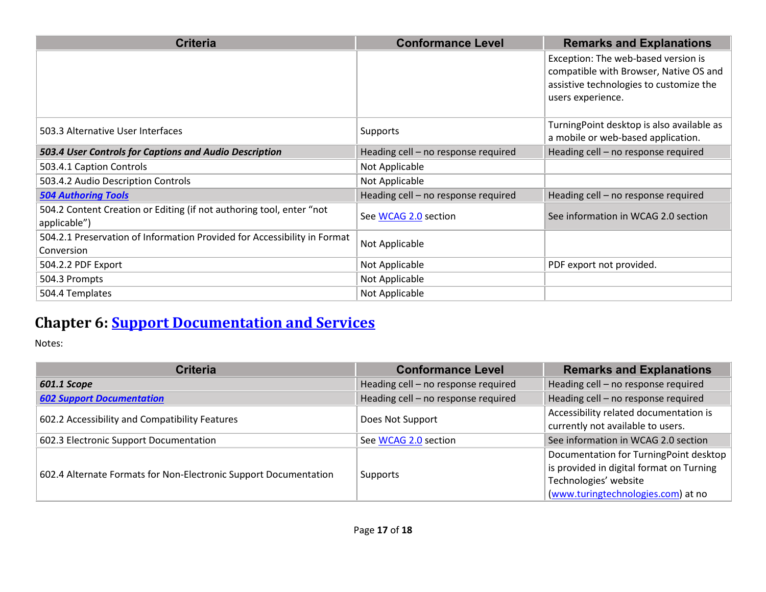| Criteria | Conformance Level | Remarks and Explanations |
|---|---|---|
| | | Exception: The web-based version is compatible with Browser, Native OS and assistive technologies to customize the users experience. |
| 503.3 Alternative User Interfaces | Supports | TurningPoint desktop is also available as a mobile or web-based application. |
| ***503.4 User Controls for Captions and Audio Description*** | Heading cell – no response required | Heading cell – no response required |
| 503.4.1 Caption Controls | Not Applicable | |
| 503.4.2 Audio Description Controls | Not Applicable | |
| ***[504 Authoring Tools]()*** | Heading cell – no response required | Heading cell – no response required |
| 504.2 Content Creation or Editing (if not authoring tool, enter “not applicable”) | See [WCAG 2.0]() section | See information in WCAG 2.0 section |
| 504.2.1 Preservation of Information Provided for Accessibility in Format Conversion | Not Applicable | |
| 504.2.2 PDF Export | Not Applicable | PDF export not provided. |
| 504.3 Prompts | Not Applicable | |
| 504.4 Templates | Not Applicable | |

## Chapter 6: [Support Documentation and Services]()

Notes:

| Criteria | Conformance Level | Remarks and Explanations |
|---|---|---|
| ***601.1 Scope*** | Heading cell – no response required | Heading cell – no response required |
| ***[602 Support Documentation]()*** | Heading cell – no response required | Heading cell – no response required |
| 602.2 Accessibility and Compatibility Features | Does Not Support | Accessibility related documentation is currently not available to users. |
| 602.3 Electronic Support Documentation | See [WCAG 2.0]() section | See information in WCAG 2.0 section |
| 602.4 Alternate Formats for Non-Electronic Support Documentation | Supports | Documentation for TurningPoint desktop is provided in digital format on Turning Technologies’ website ([www.turingtechnologies.com]()) at no |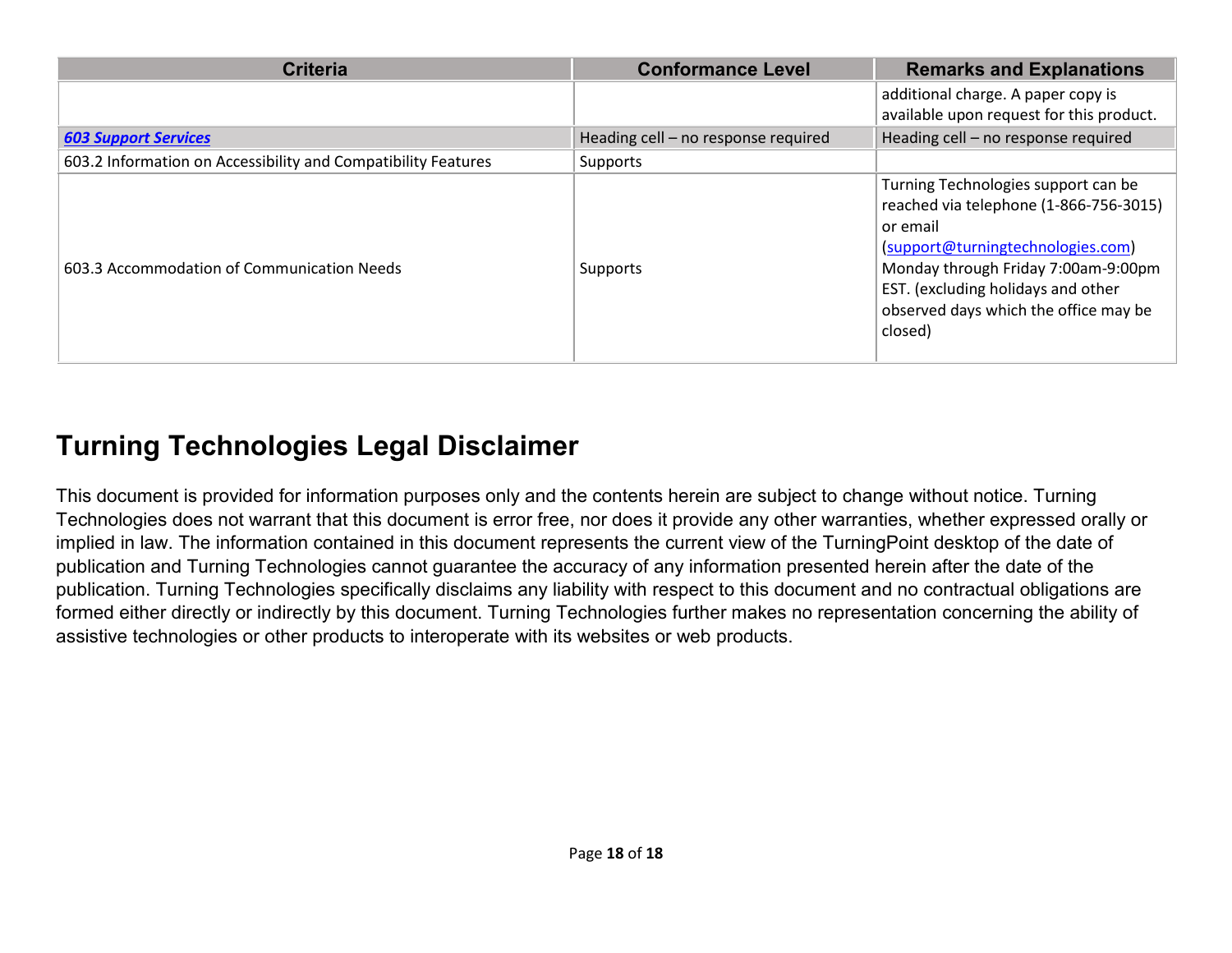| Criteria | Conformance Level | Remarks and Explanations |
|---|---|---|
| | | additional charge. A paper copy is available upon request for this product. |
| ***603 Support Services*** | Heading cell – no response required | Heading cell – no response required |
| 603.2 Information on Accessibility and Compatibility Features | Supports | |
| 603.3 Accommodation of Communication Needs | Supports | Turning Technologies support can be reached via telephone (1-866-756-3015) or email (support@turningtechnologies.com) Monday through Friday 7:00am-9:00pm EST. (excluding holidays and other observed days which the office may be closed) |

## Turning Technologies Legal Disclaimer

This document is provided for information purposes only and the contents herein are subject to change without notice. Turning Technologies does not warrant that this document is error free, nor does it provide any other warranties, whether expressed orally or implied in law. The information contained in this document represents the current view of the TurningPoint desktop of the date of publication and Turning Technologies cannot guarantee the accuracy of any information presented herein after the date of the publication. Turning Technologies specifically disclaims any liability with respect to this document and no contractual obligations are formed either directly or indirectly by this document. Turning Technologies further makes no representation concerning the ability of assistive technologies or other products to interoperate with its websites or web products.